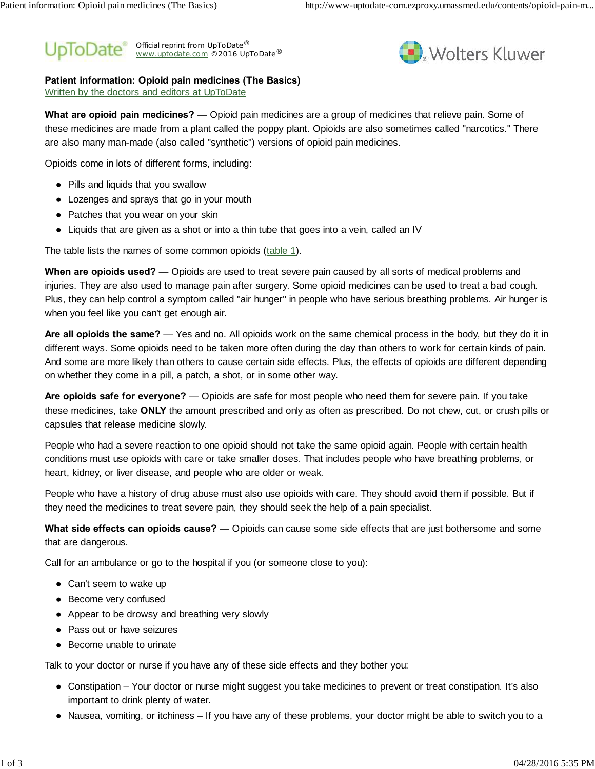Official reprint from UpToDate® www.uptodate.com ©2016 UpToDate®

# Patient information: Opioid pain medicines (The Basics)

Written by the doctors and editors at UpToDate

**What are opioid pain medicines?** — Opioid pain medicines are a group of medicines that relieve pain. Some of these medicines are made from a plant called the poppy plant. Opioids are also sometimes called "narcotics." There are also many man-made (also called "synthetic") versions of opioid pain medicines.

Opioids come in lots of different forms, including:

- Pills and liquids that you swallow
- Lozenges and sprays that go in your mouth
- Patches that you wear on your skin
- Liquids that are given as a shot or into a thin tube that goes into a vein, called an IV

The table lists the names of some common opioids (table 1).

**When are opioids used?** — Opioids are used to treat severe pain caused by all sorts of medical problems and injuries. They are also used to manage pain after surgery. Some opioid medicines can be used to treat a bad cough. Plus, they can help control a symptom called "air hunger" in people who have serious breathing problems. Air hunger is when you feel like you can't get enough air.

**Are all opioids the same?** — Yes and no. All opioids work on the same chemical process in the body, but they do it in different ways. Some opioids need to be taken more often during the day than others to work for certain kinds of pain. And some are more likely than others to cause certain side effects. Plus, the effects of opioids are different depending on whether they come in a pill, a patch, a shot, or in some other way.

**Are opioids safe for everyone?** — Opioids are safe for most people who need them for severe pain. If you take these medicines, take **ONLY** the amount prescribed and only as often as prescribed. Do not chew, cut, or crush pills or capsules that release medicine slowly.

People who had a severe reaction to one opioid should not take the same opioid again. People with certain health conditions must use opioids with care or take smaller doses. That includes people who have breathing problems, or heart, kidney, or liver disease, and people who are older or weak.

People who have a history of drug abuse must also use opioids with care. They should avoid them if possible. But if they need the medicines to treat severe pain, they should seek the help of a pain specialist.

**What side effects can opioids cause?** — Opioids can cause some side effects that are just bothersome and some that are dangerous.

Call for an ambulance or go to the hospital if you (or someone close to you):

- Can't seem to wake up
- Become very confused
- Appear to be drowsy and breathing very slowly
- Pass out or have seizures
- Become unable to urinate

Talk to your doctor or nurse if you have any of these side effects and they bother you:

- Constipation – Your doctor or nurse might suggest you take medicines to prevent or treat constipation. It's also important to drink plenty of water.
- Nausea, vomiting, or itchiness – If you have any of these problems, your doctor might be able to switch you to a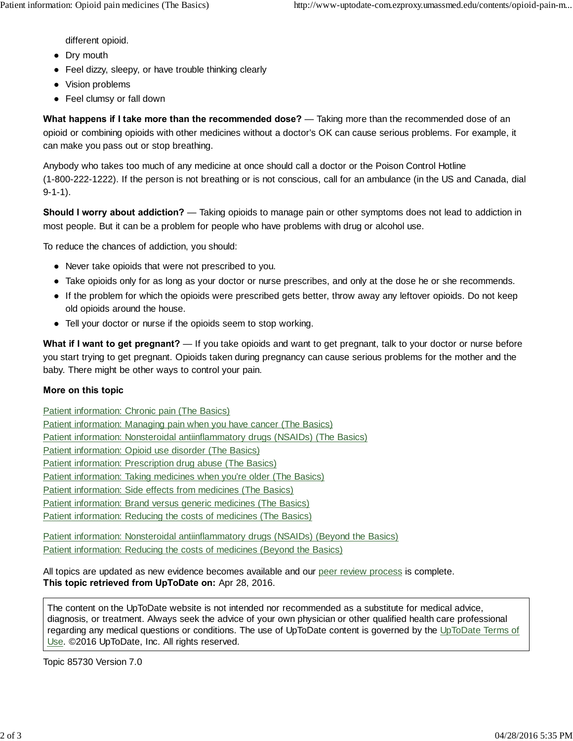different opioid.

- Dry mouth
- Feel dizzy, sleepy, or have trouble thinking clearly
- Vision problems
- Feel clumsy or fall down

**What happens if I take more than the recommended dose?** — Taking more than the recommended dose of an opioid or combining opioids with other medicines without a doctor's OK can cause serious problems. For example, it can make you pass out or stop breathing.

Anybody who takes too much of any medicine at once should call a doctor or the Poison Control Hotline (1-800-222-1222). If the person is not breathing or is not conscious, call for an ambulance (in the US and Canada, dial 9-1-1).

**Should I worry about addiction?** — Taking opioids to manage pain or other symptoms does not lead to addiction in most people. But it can be a problem for people who have problems with drug or alcohol use.

To reduce the chances of addiction, you should:

- Never take opioids that were not prescribed to you.
- Take opioids only for as long as your doctor or nurse prescribes, and only at the dose he or she recommends.
- If the problem for which the opioids were prescribed gets better, throw away any leftover opioids. Do not keep old opioids around the house.
- Tell your doctor or nurse if the opioids seem to stop working.

**What if I want to get pregnant?** — If you take opioids and want to get pregnant, talk to your doctor or nurse before you start trying to get pregnant. Opioids taken during pregnancy can cause serious problems for the mother and the baby. There might be other ways to control your pain.

**More on this topic**

Patient information: Chronic pain (The Basics)
Patient information: Managing pain when you have cancer (The Basics)
Patient information: Nonsteroidal antiinflammatory drugs (NSAIDs) (The Basics)
Patient information: Opioid use disorder (The Basics)
Patient information: Prescription drug abuse (The Basics)
Patient information: Taking medicines when you're older (The Basics)
Patient information: Side effects from medicines (The Basics)
Patient information: Brand versus generic medicines (The Basics)
Patient information: Reducing the costs of medicines (The Basics)

Patient information: Nonsteroidal antiinflammatory drugs (NSAIDs) (Beyond the Basics)
Patient information: Reducing the costs of medicines (Beyond the Basics)

All topics are updated as new evidence becomes available and our peer review process is complete.
**This topic retrieved from UpToDate on:** Apr 28, 2016.

The content on the UpToDate website is not intended nor recommended as a substitute for medical advice, diagnosis, or treatment. Always seek the advice of your own physician or other qualified health care professional regarding any medical questions or conditions. The use of UpToDate content is governed by the UpToDate Terms of Use. ©2016 UpToDate, Inc. All rights reserved.

Topic 85730 Version 7.0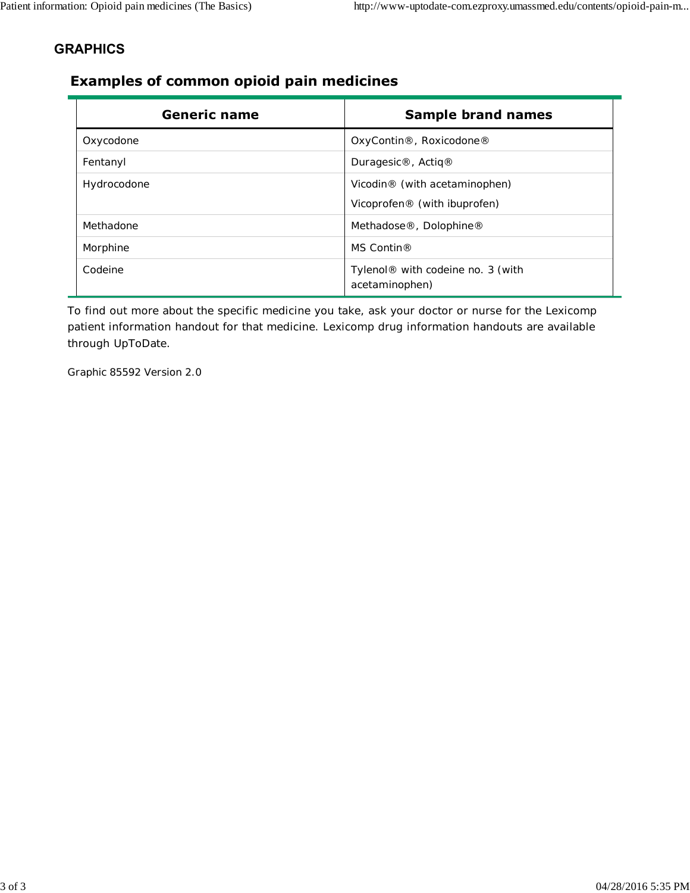## GRAPHICS

### Examples of common opioid pain medicines

| Generic name | Sample brand names |
|---|---|
| Oxycodone | OxyContin®, Roxicodone® |
| Fentanyl | Duragesic®, Actiq® |
| Hydrocodone | Vicodin® (with acetaminophen)<br>Vicoprofen® (with ibuprofen) |
| Methadone | Methadose®, Dolophine® |
| Morphine | MS Contin® |
| Codeine | Tylenol® with codeine no. 3 (with acetaminophen) |

To find out more about the specific medicine you take, ask your doctor or nurse for the Lexicomp patient information handout for that medicine. Lexicomp drug information handouts are available through UpToDate.

Graphic 85592 Version 2.0